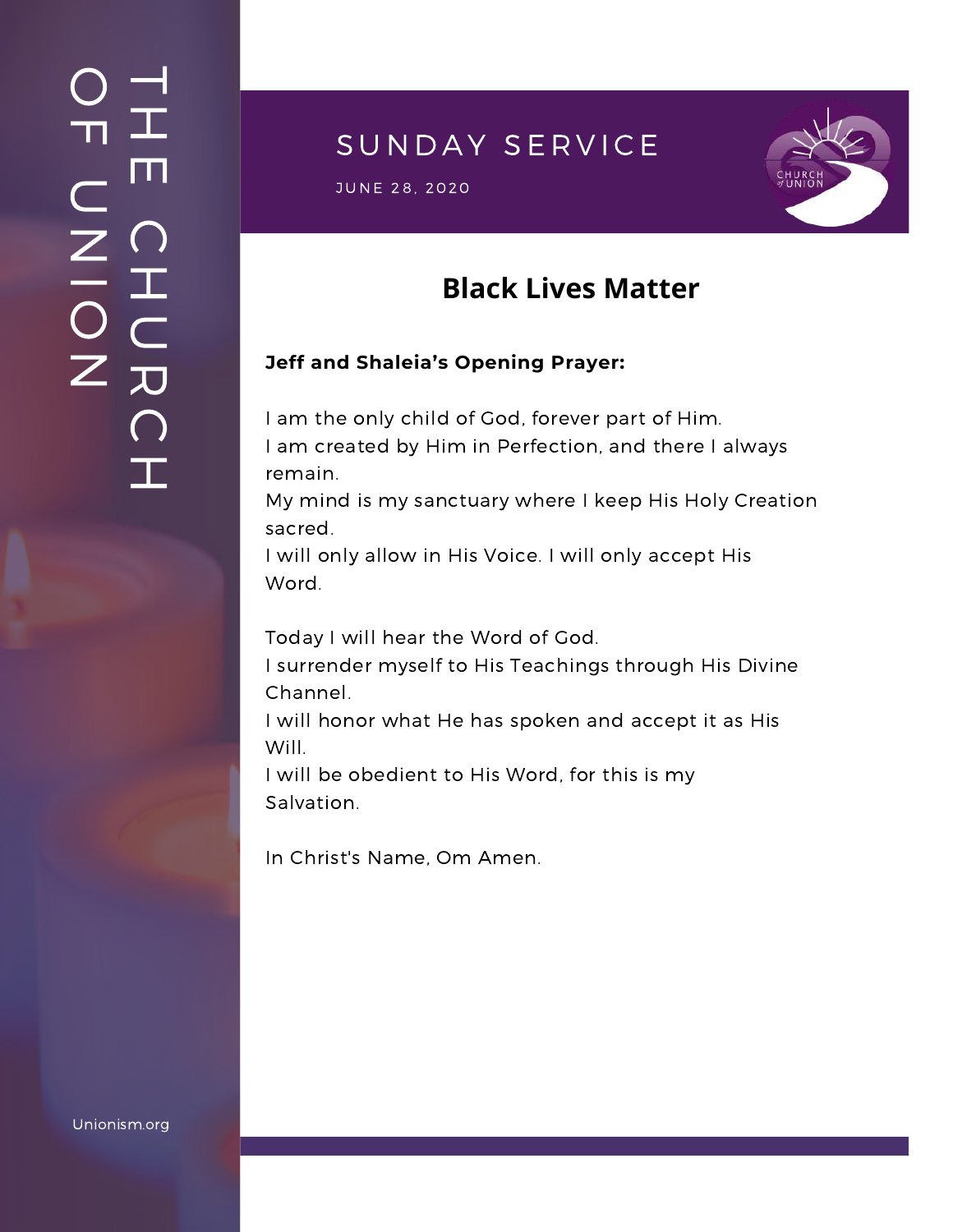# SUNDAY SERVICE

JUNE 28, 2020

## Black Lives Matter

**Jeff and Shaleia's Opening Prayer:**

I am the only child of God, forever part of Him.
I am created by Him in Perfection, and there I always remain.
My mind is my sanctuary where I keep His Holy Creation sacred.
I will only allow in His Voice. I will only accept His Word.

Today I will hear the Word of God.
I surrender myself to His Teachings through His Divine Channel.
I will honor what He has spoken and accept it as His Will.
I will be obedient to His Word, for this is my Salvation.

In Christ's Name, Om Amen.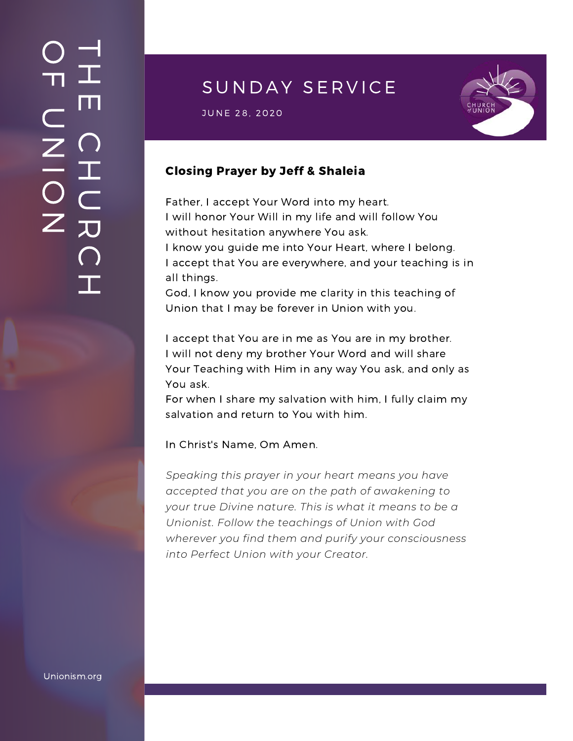# SUNDAY SERVICE

JUNE 28, 2020

**Closing Prayer by Jeff & Shaleia**

Father, I accept Your Word into my heart.
I will honor Your Will in my life and will follow You without hesitation anywhere You ask.
I know you guide me into Your Heart, where I belong.
I accept that You are everywhere, and your teaching is in all things.
God, I know you provide me clarity in this teaching of Union that I may be forever in Union with you.

I accept that You are in me as You are in my brother.
I will not deny my brother Your Word and will share Your Teaching with Him in any way You ask, and only as You ask.
For when I share my salvation with him, I fully claim my salvation and return to You with him.

In Christ's Name, Om Amen.

*Speaking this prayer in your heart means you have accepted that you are on the path of awakening to your true Divine nature. This is what it means to be a Unionist. Follow the teachings of Union with God wherever you find them and purify your consciousness into Perfect Union with your Creator.*